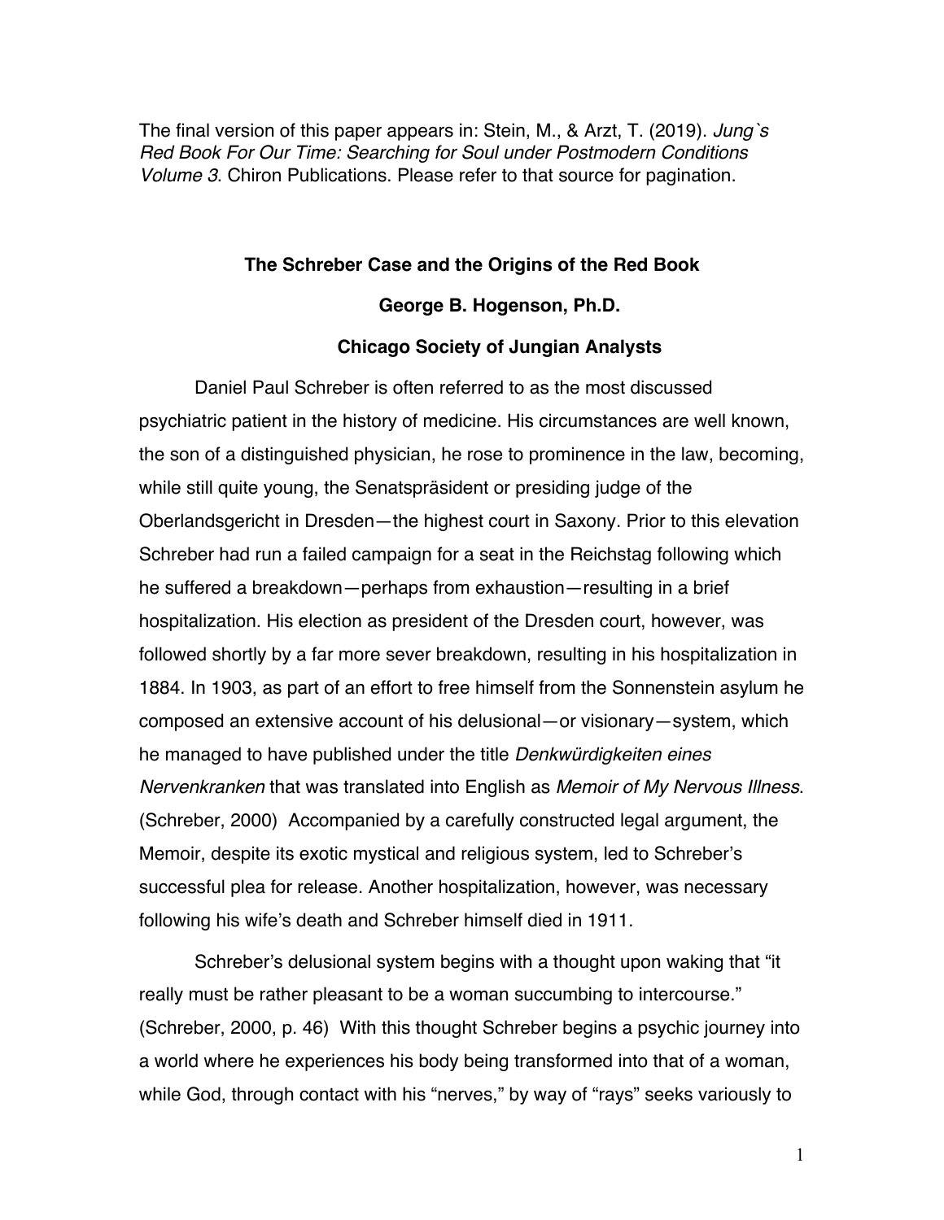The final version of this paper appears in: Stein, M., & Arzt, T. (2019). *Jung`s Red Book For Our Time: Searching for Soul under Postmodern Conditions Volume 3*. Chiron Publications. Please refer to that source for pagination.

# The Schreber Case and the Origins of the Red Book

**George B. Hogenson, Ph.D.**

**Chicago Society of Jungian Analysts**

Daniel Paul Schreber is often referred to as the most discussed psychiatric patient in the history of medicine. His circumstances are well known, the son of a distinguished physician, he rose to prominence in the law, becoming, while still quite young, the Senatspräsident or presiding judge of the Oberlandsgericht in Dresden—the highest court in Saxony. Prior to this elevation Schreber had run a failed campaign for a seat in the Reichstag following which he suffered a breakdown—perhaps from exhaustion—resulting in a brief hospitalization. His election as president of the Dresden court, however, was followed shortly by a far more sever breakdown, resulting in his hospitalization in 1884. In 1903, as part of an effort to free himself from the Sonnenstein asylum he composed an extensive account of his delusional—or visionary—system, which he managed to have published under the title *Denkwürdigkeiten eines Nervenkranken* that was translated into English as *Memoir of My Nervous Illness*. (Schreber, 2000) Accompanied by a carefully constructed legal argument, the Memoir, despite its exotic mystical and religious system, led to Schreber's successful plea for release. Another hospitalization, however, was necessary following his wife's death and Schreber himself died in 1911.

Schreber's delusional system begins with a thought upon waking that "it really must be rather pleasant to be a woman succumbing to intercourse." (Schreber, 2000, p. 46) With this thought Schreber begins a psychic journey into a world where he experiences his body being transformed into that of a woman, while God, through contact with his "nerves," by way of "rays" seeks variously to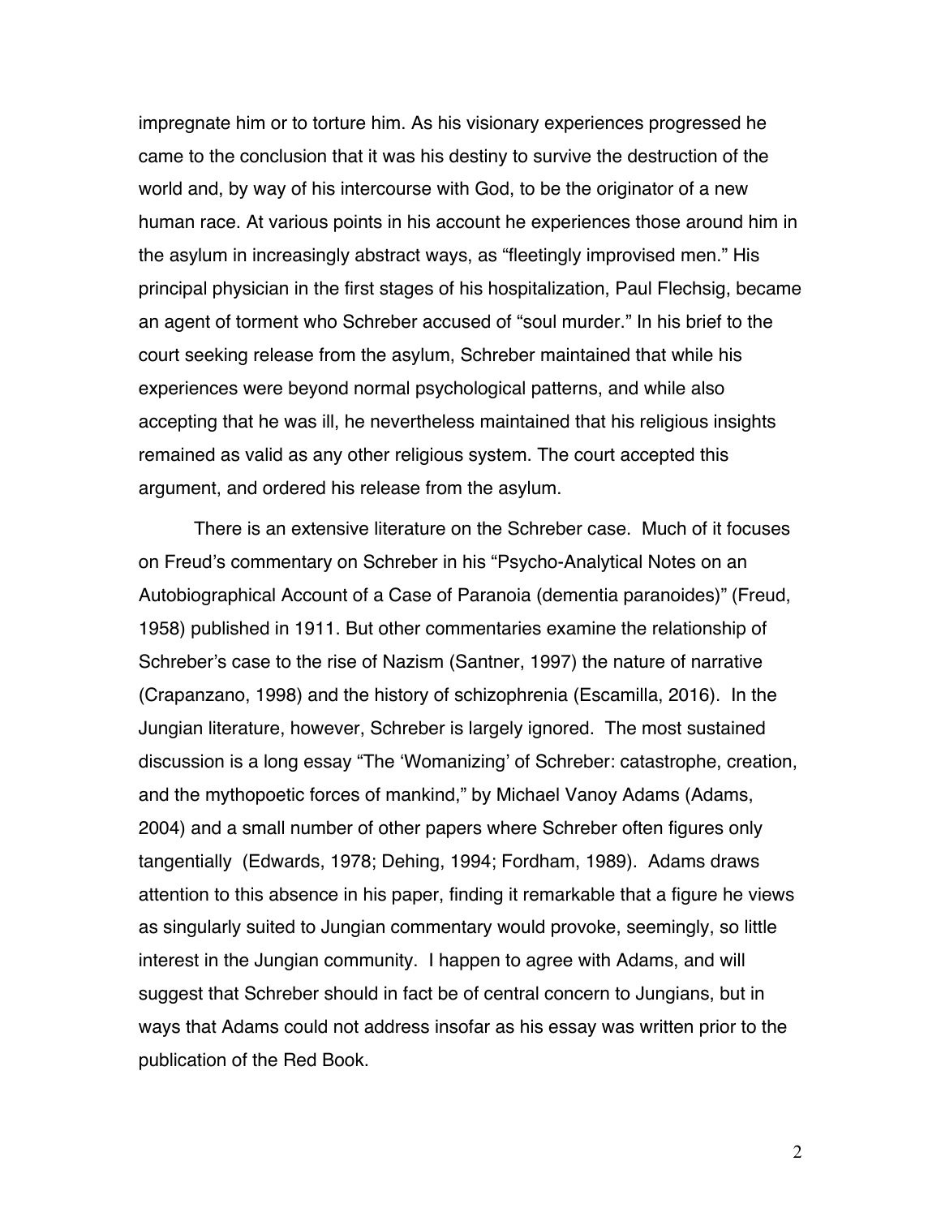impregnate him or to torture him. As his visionary experiences progressed he came to the conclusion that it was his destiny to survive the destruction of the world and, by way of his intercourse with God, to be the originator of a new human race. At various points in his account he experiences those around him in the asylum in increasingly abstract ways, as "fleetingly improvised men." His principal physician in the first stages of his hospitalization, Paul Flechsig, became an agent of torment who Schreber accused of "soul murder." In his brief to the court seeking release from the asylum, Schreber maintained that while his experiences were beyond normal psychological patterns, and while also accepting that he was ill, he nevertheless maintained that his religious insights remained as valid as any other religious system. The court accepted this argument, and ordered his release from the asylum.

There is an extensive literature on the Schreber case. Much of it focuses on Freud's commentary on Schreber in his "Psycho-Analytical Notes on an Autobiographical Account of a Case of Paranoia (dementia paranoides)" (Freud, 1958) published in 1911. But other commentaries examine the relationship of Schreber's case to the rise of Nazism (Santner, 1997) the nature of narrative (Crapanzano, 1998) and the history of schizophrenia (Escamilla, 2016). In the Jungian literature, however, Schreber is largely ignored. The most sustained discussion is a long essay "The 'Womanizing' of Schreber: catastrophe, creation, and the mythopoetic forces of mankind," by Michael Vanoy Adams (Adams, 2004) and a small number of other papers where Schreber often figures only tangentially (Edwards, 1978; Dehing, 1994; Fordham, 1989). Adams draws attention to this absence in his paper, finding it remarkable that a figure he views as singularly suited to Jungian commentary would provoke, seemingly, so little interest in the Jungian community. I happen to agree with Adams, and will suggest that Schreber should in fact be of central concern to Jungians, but in ways that Adams could not address insofar as his essay was written prior to the publication of the Red Book.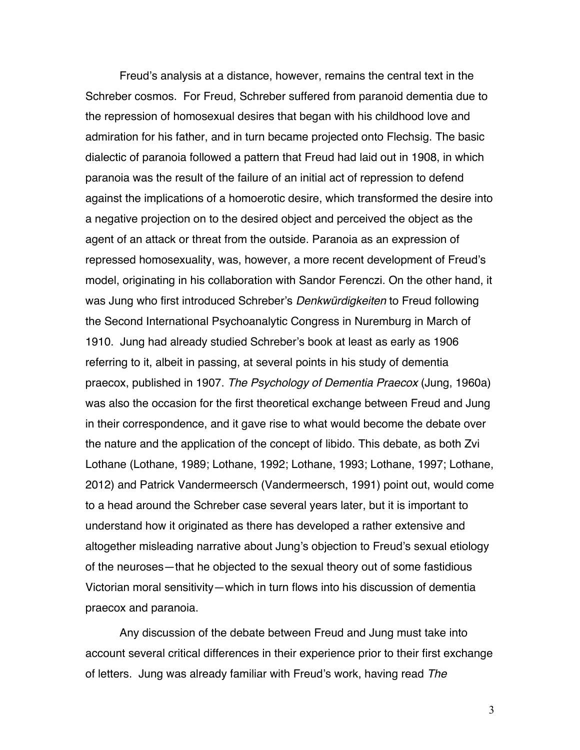Freud's analysis at a distance, however, remains the central text in the Schreber cosmos. For Freud, Schreber suffered from paranoid dementia due to the repression of homosexual desires that began with his childhood love and admiration for his father, and in turn became projected onto Flechsig. The basic dialectic of paranoia followed a pattern that Freud had laid out in 1908, in which paranoia was the result of the failure of an initial act of repression to defend against the implications of a homoerotic desire, which transformed the desire into a negative projection on to the desired object and perceived the object as the agent of an attack or threat from the outside. Paranoia as an expression of repressed homosexuality, was, however, a more recent development of Freud's model, originating in his collaboration with Sandor Ferenczi. On the other hand, it was Jung who first introduced Schreber's *Denkwürdigkeiten* to Freud following the Second International Psychoanalytic Congress in Nuremburg in March of 1910. Jung had already studied Schreber's book at least as early as 1906 referring to it, albeit in passing, at several points in his study of dementia praecox, published in 1907. *The Psychology of Dementia Praecox* (Jung, 1960a) was also the occasion for the first theoretical exchange between Freud and Jung in their correspondence, and it gave rise to what would become the debate over the nature and the application of the concept of libido. This debate, as both Zvi Lothane (Lothane, 1989; Lothane, 1992; Lothane, 1993; Lothane, 1997; Lothane, 2012) and Patrick Vandermeersch (Vandermeersch, 1991) point out, would come to a head around the Schreber case several years later, but it is important to understand how it originated as there has developed a rather extensive and altogether misleading narrative about Jung's objection to Freud's sexual etiology of the neuroses—that he objected to the sexual theory out of some fastidious Victorian moral sensitivity—which in turn flows into his discussion of dementia praecox and paranoia.

Any discussion of the debate between Freud and Jung must take into account several critical differences in their experience prior to their first exchange of letters. Jung was already familiar with Freud's work, having read *The*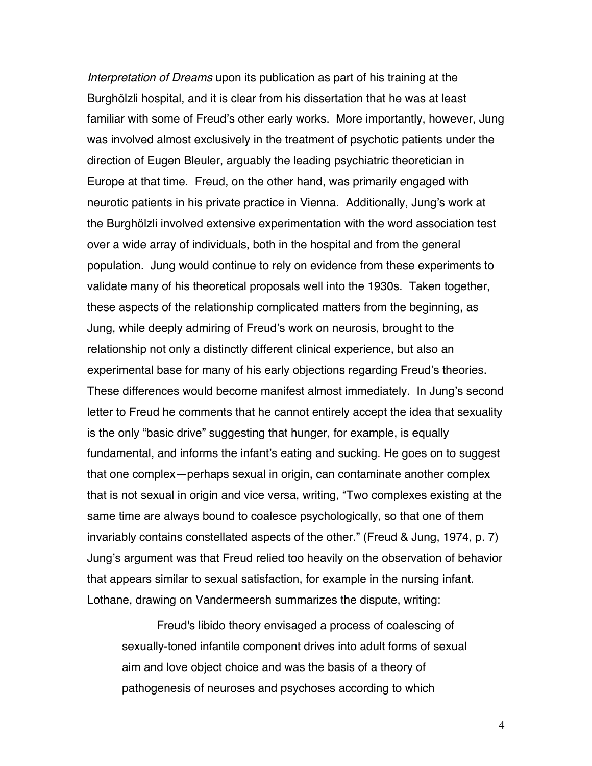*Interpretation of Dreams* upon its publication as part of his training at the Burghölzli hospital, and it is clear from his dissertation that he was at least familiar with some of Freud's other early works. More importantly, however, Jung was involved almost exclusively in the treatment of psychotic patients under the direction of Eugen Bleuler, arguably the leading psychiatric theoretician in Europe at that time. Freud, on the other hand, was primarily engaged with neurotic patients in his private practice in Vienna. Additionally, Jung's work at the Burghölzli involved extensive experimentation with the word association test over a wide array of individuals, both in the hospital and from the general population. Jung would continue to rely on evidence from these experiments to validate many of his theoretical proposals well into the 1930s. Taken together, these aspects of the relationship complicated matters from the beginning, as Jung, while deeply admiring of Freud's work on neurosis, brought to the relationship not only a distinctly different clinical experience, but also an experimental base for many of his early objections regarding Freud's theories. These differences would become manifest almost immediately. In Jung's second letter to Freud he comments that he cannot entirely accept the idea that sexuality is the only "basic drive" suggesting that hunger, for example, is equally fundamental, and informs the infant's eating and sucking. He goes on to suggest that one complex—perhaps sexual in origin, can contaminate another complex that is not sexual in origin and vice versa, writing, "Two complexes existing at the same time are always bound to coalesce psychologically, so that one of them invariably contains constellated aspects of the other." (Freud & Jung, 1974, p. 7) Jung's argument was that Freud relied too heavily on the observation of behavior that appears similar to sexual satisfaction, for example in the nursing infant. Lothane, drawing on Vandermeersh summarizes the dispute, writing:

> Freud's libido theory envisaged a process of coalescing of sexually-toned infantile component drives into adult forms of sexual aim and love object choice and was the basis of a theory of pathogenesis of neuroses and psychoses according to which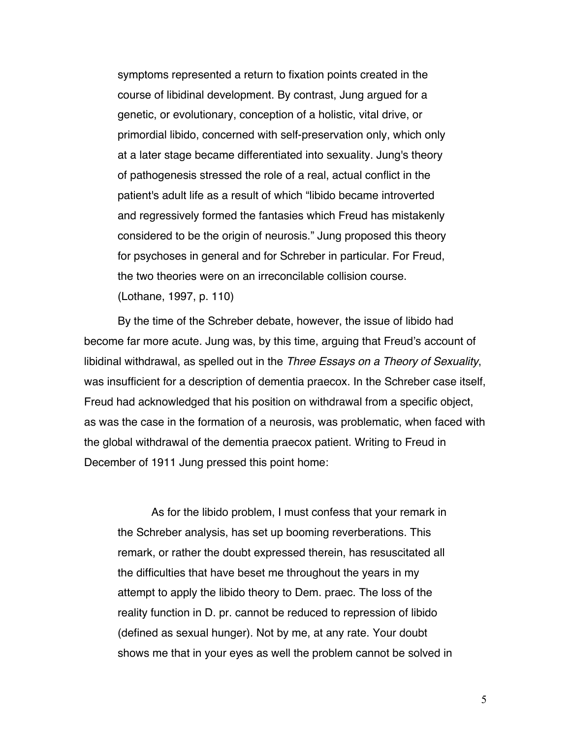> symptoms represented a return to fixation points created in the course of libidinal development. By contrast, Jung argued for a genetic, or evolutionary, conception of a holistic, vital drive, or primordial libido, concerned with self-preservation only, which only at a later stage became differentiated into sexuality. Jung's theory of pathogenesis stressed the role of a real, actual conflict in the patient's adult life as a result of which "libido became introverted and regressively formed the fantasies which Freud has mistakenly considered to be the origin of neurosis." Jung proposed this theory for psychoses in general and for Schreber in particular. For Freud, the two theories were on an irreconcilable collision course. (Lothane, 1997, p. 110)

By the time of the Schreber debate, however, the issue of libido had become far more acute. Jung was, by this time, arguing that Freud's account of libidinal withdrawal, as spelled out in the *Three Essays on a Theory of Sexuality*, was insufficient for a description of dementia praecox. In the Schreber case itself, Freud had acknowledged that his position on withdrawal from a specific object, as was the case in the formation of a neurosis, was problematic, when faced with the global withdrawal of the dementia praecox patient. Writing to Freud in December of 1911 Jung pressed this point home:

> As for the libido problem, I must confess that your remark in the Schreber analysis, has set up booming reverberations. This remark, or rather the doubt expressed therein, has resuscitated all the difficulties that have beset me throughout the years in my attempt to apply the libido theory to Dem. praec. The loss of the reality function in D. pr. cannot be reduced to repression of libido (defined as sexual hunger). Not by me, at any rate. Your doubt shows me that in your eyes as well the problem cannot be solved in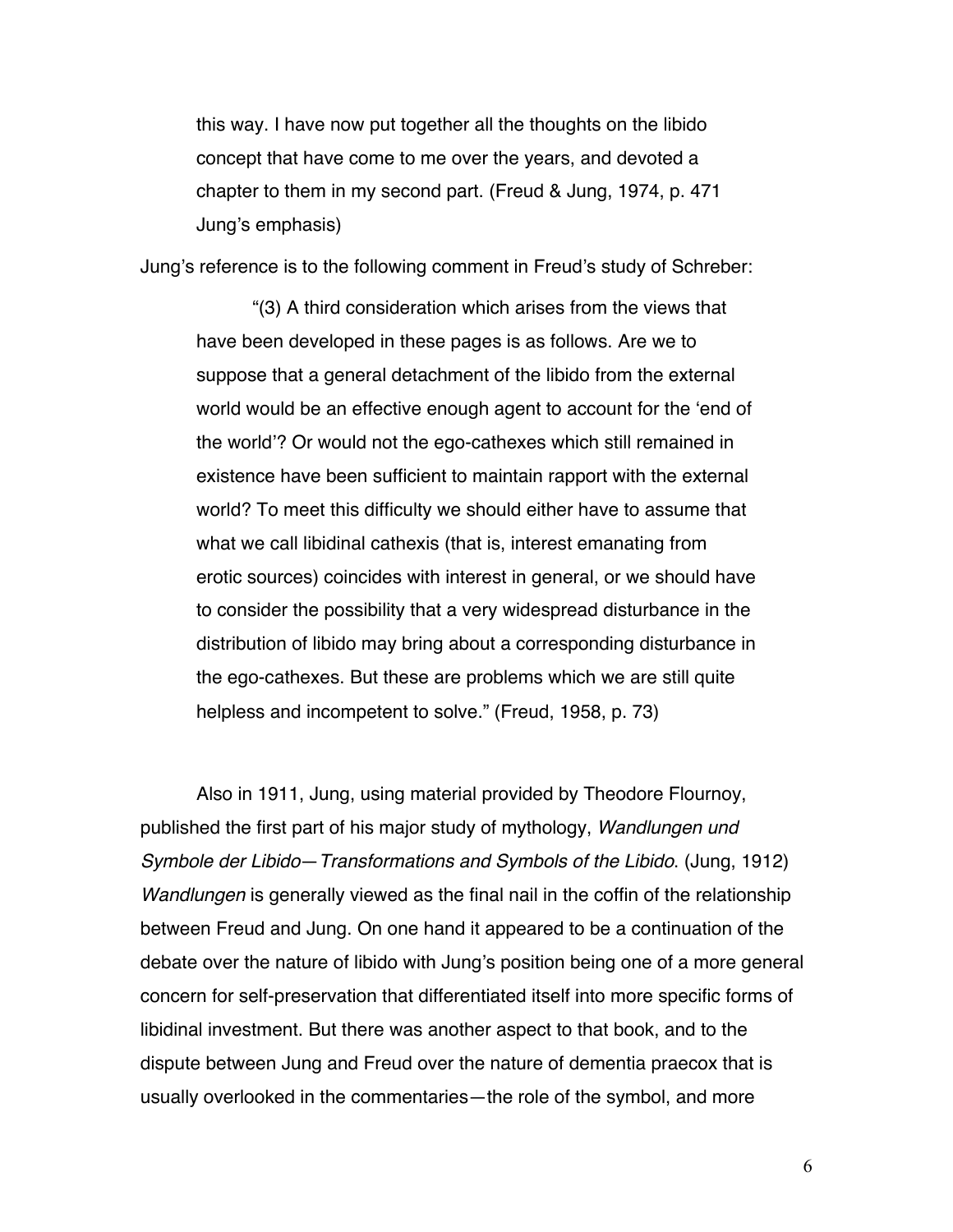> this way. I have now put together all the thoughts on the libido concept that have come to me over the years, and devoted a chapter to them in my second part. (Freud & Jung, 1974, p. 471 Jung's emphasis)

Jung's reference is to the following comment in Freud's study of Schreber:

> "(3) A third consideration which arises from the views that have been developed in these pages is as follows. Are we to suppose that a general detachment of the libido from the external world would be an effective enough agent to account for the 'end of the world'? Or would not the ego-cathexes which still remained in existence have been sufficient to maintain rapport with the external world? To meet this difficulty we should either have to assume that what we call libidinal cathexis (that is, interest emanating from erotic sources) coincides with interest in general, or we should have to consider the possibility that a very widespread disturbance in the distribution of libido may bring about a corresponding disturbance in the ego-cathexes. But these are problems which we are still quite helpless and incompetent to solve." (Freud, 1958, p. 73)

Also in 1911, Jung, using material provided by Theodore Flournoy, published the first part of his major study of mythology, *Wandlungen und Symbole der Libido—Transformations and Symbols of the Libido*. (Jung, 1912) *Wandlungen* is generally viewed as the final nail in the coffin of the relationship between Freud and Jung. On one hand it appeared to be a continuation of the debate over the nature of libido with Jung's position being one of a more general concern for self-preservation that differentiated itself into more specific forms of libidinal investment. But there was another aspect to that book, and to the dispute between Jung and Freud over the nature of dementia praecox that is usually overlooked in the commentaries—the role of the symbol, and more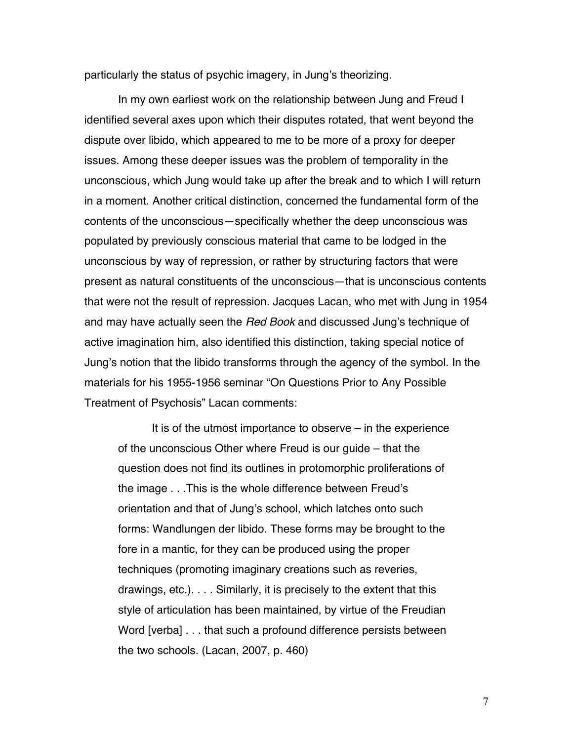particularly the status of psychic imagery, in Jung's theorizing.

In my own earliest work on the relationship between Jung and Freud I identified several axes upon which their disputes rotated, that went beyond the dispute over libido, which appeared to me to be more of a proxy for deeper issues. Among these deeper issues was the problem of temporality in the unconscious, which Jung would take up after the break and to which I will return in a moment. Another critical distinction, concerned the fundamental form of the contents of the unconscious—specifically whether the deep unconscious was populated by previously conscious material that came to be lodged in the unconscious by way of repression, or rather by structuring factors that were present as natural constituents of the unconscious—that is unconscious contents that were not the result of repression. Jacques Lacan, who met with Jung in 1954 and may have actually seen the *Red Book* and discussed Jung's technique of active imagination him, also identified this distinction, taking special notice of Jung's notion that the libido transforms through the agency of the symbol. In the materials for his 1955-1956 seminar "On Questions Prior to Any Possible Treatment of Psychosis" Lacan comments:

> It is of the utmost importance to observe – in the experience of the unconscious Other where Freud is our guide – that the question does not find its outlines in protomorphic proliferations of the image . . .This is the whole difference between Freud's orientation and that of Jung's school, which latches onto such forms: Wandlungen der libido. These forms may be brought to the fore in a mantic, for they can be produced using the proper techniques (promoting imaginary creations such as reveries, drawings, etc.). . . . Similarly, it is precisely to the extent that this style of articulation has been maintained, by virtue of the Freudian Word [verba] . . . that such a profound difference persists between the two schools. (Lacan, 2007, p. 460)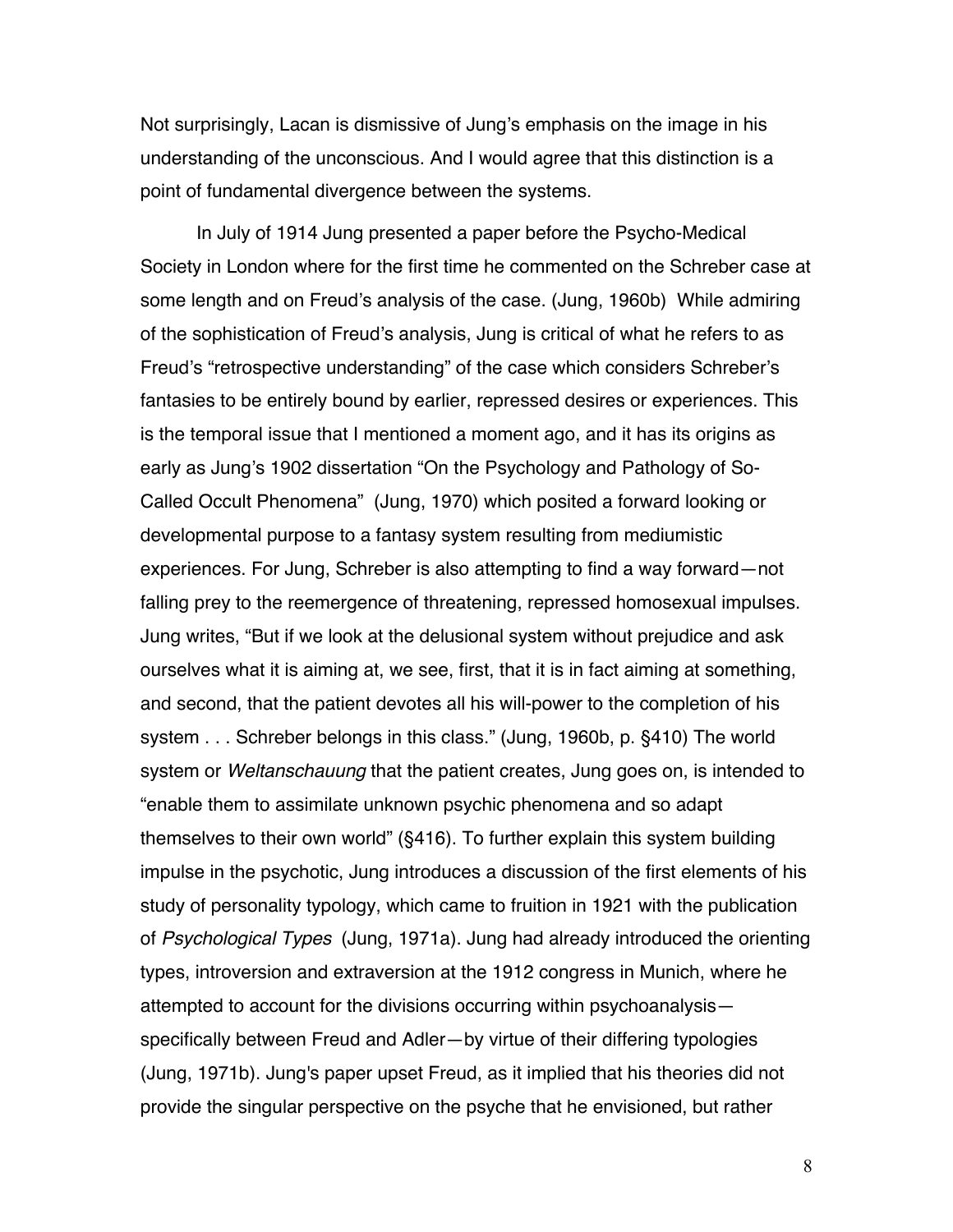Not surprisingly, Lacan is dismissive of Jung's emphasis on the image in his understanding of the unconscious. And I would agree that this distinction is a point of fundamental divergence between the systems.

In July of 1914 Jung presented a paper before the Psycho-Medical Society in London where for the first time he commented on the Schreber case at some length and on Freud's analysis of the case. (Jung, 1960b) While admiring of the sophistication of Freud's analysis, Jung is critical of what he refers to as Freud's "retrospective understanding" of the case which considers Schreber's fantasies to be entirely bound by earlier, repressed desires or experiences. This is the temporal issue that I mentioned a moment ago, and it has its origins as early as Jung's 1902 dissertation "On the Psychology and Pathology of So-Called Occult Phenomena" (Jung, 1970) which posited a forward looking or developmental purpose to a fantasy system resulting from mediumistic experiences. For Jung, Schreber is also attempting to find a way forward—not falling prey to the reemergence of threatening, repressed homosexual impulses. Jung writes, "But if we look at the delusional system without prejudice and ask ourselves what it is aiming at, we see, first, that it is in fact aiming at something, and second, that the patient devotes all his will-power to the completion of his system . . . Schreber belongs in this class." (Jung, 1960b, p. §410) The world system or *Weltanschauung* that the patient creates, Jung goes on, is intended to "enable them to assimilate unknown psychic phenomena and so adapt themselves to their own world" (§416). To further explain this system building impulse in the psychotic, Jung introduces a discussion of the first elements of his study of personality typology, which came to fruition in 1921 with the publication of *Psychological Types* (Jung, 1971a). Jung had already introduced the orienting types, introversion and extraversion at the 1912 congress in Munich, where he attempted to account for the divisions occurring within psychoanalysis—specifically between Freud and Adler—by virtue of their differing typologies (Jung, 1971b). Jung's paper upset Freud, as it implied that his theories did not provide the singular perspective on the psyche that he envisioned, but rather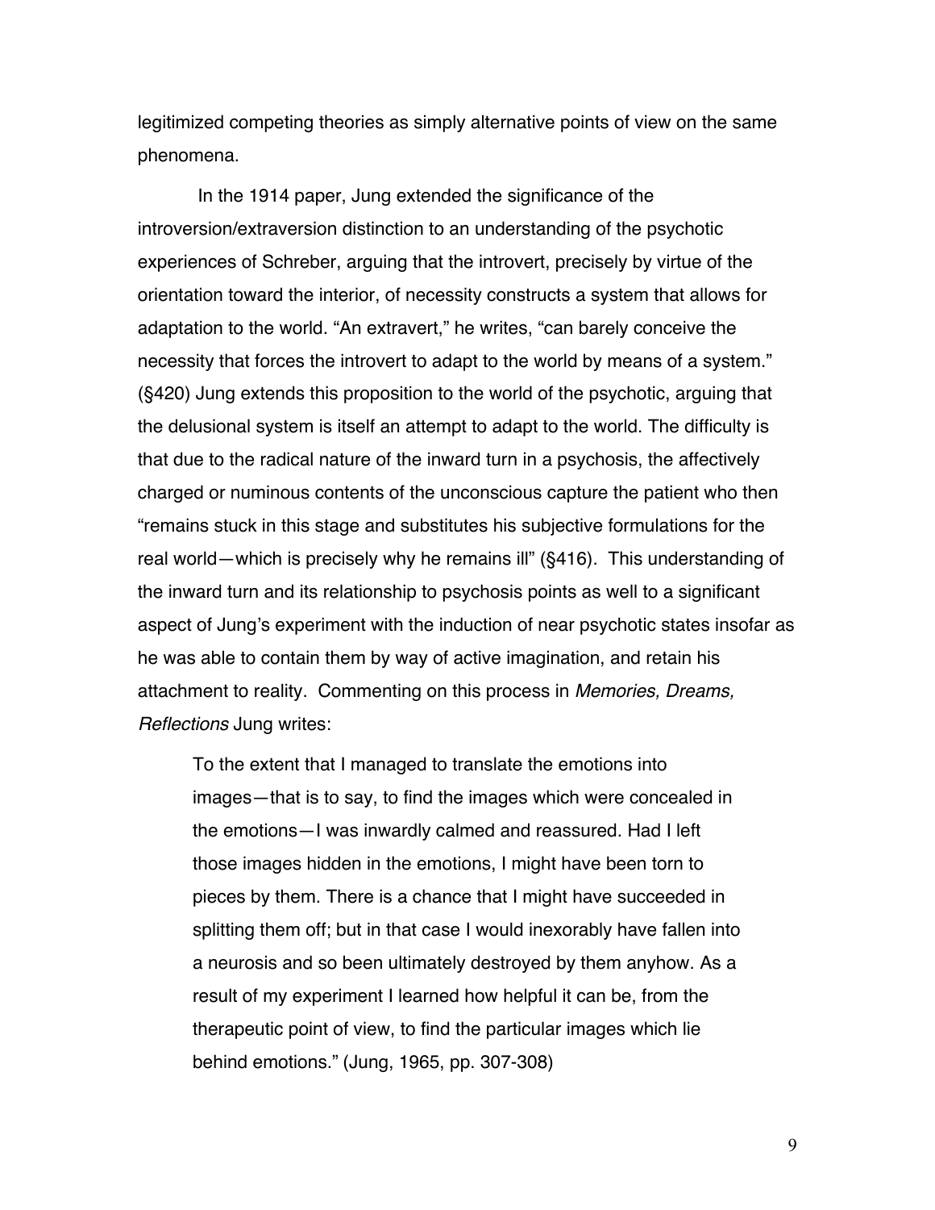legitimized competing theories as simply alternative points of view on the same phenomena.

In the 1914 paper, Jung extended the significance of the introversion/extraversion distinction to an understanding of the psychotic experiences of Schreber, arguing that the introvert, precisely by virtue of the orientation toward the interior, of necessity constructs a system that allows for adaptation to the world. "An extravert," he writes, "can barely conceive the necessity that forces the introvert to adapt to the world by means of a system." (§420) Jung extends this proposition to the world of the psychotic, arguing that the delusional system is itself an attempt to adapt to the world. The difficulty is that due to the radical nature of the inward turn in a psychosis, the affectively charged or numinous contents of the unconscious capture the patient who then "remains stuck in this stage and substitutes his subjective formulations for the real world—which is precisely why he remains ill" (§416). This understanding of the inward turn and its relationship to psychosis points as well to a significant aspect of Jung's experiment with the induction of near psychotic states insofar as he was able to contain them by way of active imagination, and retain his attachment to reality. Commenting on this process in *Memories, Dreams, Reflections* Jung writes:

> To the extent that I managed to translate the emotions into images—that is to say, to find the images which were concealed in the emotions—I was inwardly calmed and reassured. Had I left those images hidden in the emotions, I might have been torn to pieces by them. There is a chance that I might have succeeded in splitting them off; but in that case I would inexorably have fallen into a neurosis and so been ultimately destroyed by them anyhow. As a result of my experiment I learned how helpful it can be, from the therapeutic point of view, to find the particular images which lie behind emotions." (Jung, 1965, pp. 307-308)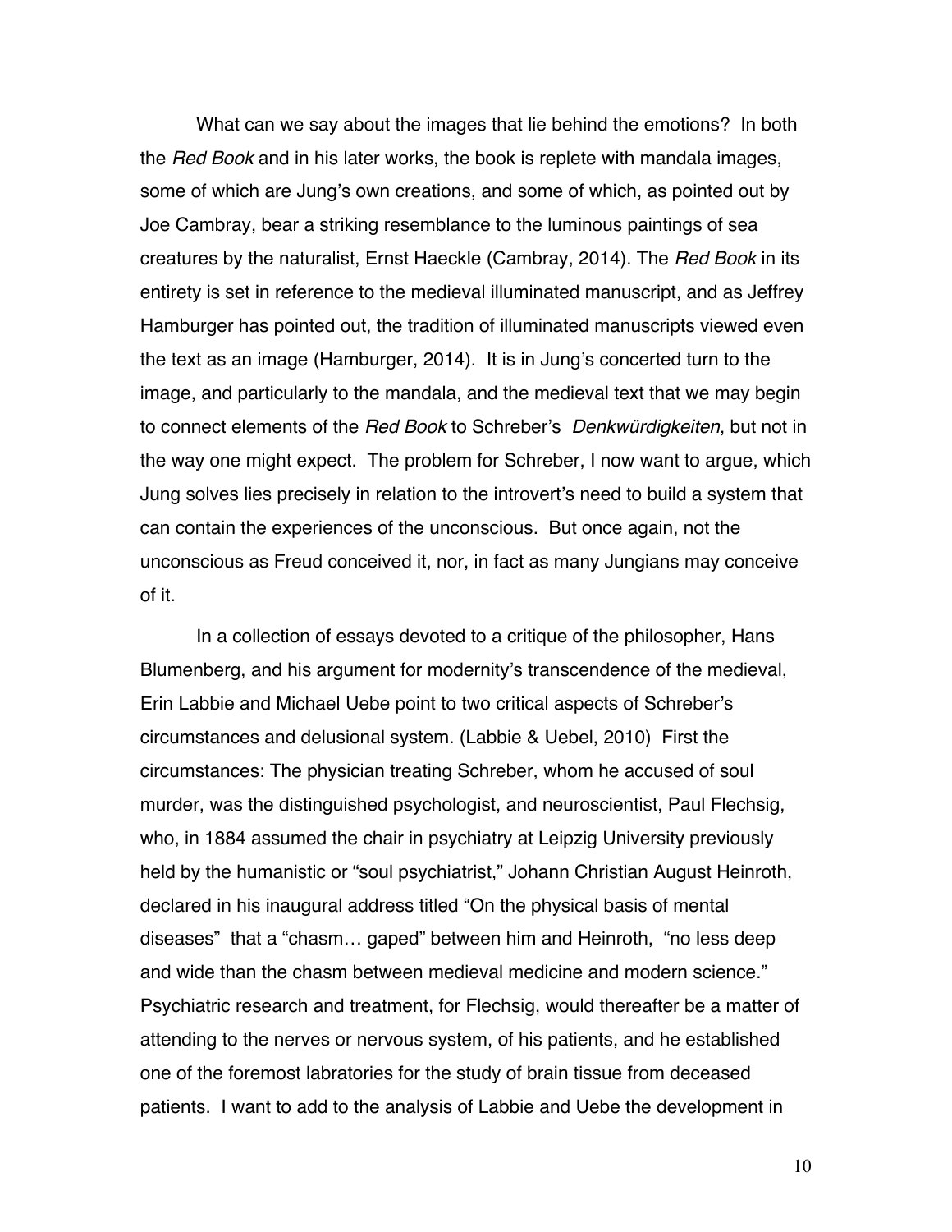What can we say about the images that lie behind the emotions? In both the *Red Book* and in his later works, the book is replete with mandala images, some of which are Jung's own creations, and some of which, as pointed out by Joe Cambray, bear a striking resemblance to the luminous paintings of sea creatures by the naturalist, Ernst Haeckle (Cambray, 2014). The *Red Book* in its entirety is set in reference to the medieval illuminated manuscript, and as Jeffrey Hamburger has pointed out, the tradition of illuminated manuscripts viewed even the text as an image (Hamburger, 2014). It is in Jung's concerted turn to the image, and particularly to the mandala, and the medieval text that we may begin to connect elements of the *Red Book* to Schreber's *Denkwürdigkeiten*, but not in the way one might expect. The problem for Schreber, I now want to argue, which Jung solves lies precisely in relation to the introvert's need to build a system that can contain the experiences of the unconscious. But once again, not the unconscious as Freud conceived it, nor, in fact as many Jungians may conceive of it.

In a collection of essays devoted to a critique of the philosopher, Hans Blumenberg, and his argument for modernity's transcendence of the medieval, Erin Labbie and Michael Uebe point to two critical aspects of Schreber's circumstances and delusional system. (Labbie & Uebel, 2010) First the circumstances: The physician treating Schreber, whom he accused of soul murder, was the distinguished psychologist, and neuroscientist, Paul Flechsig, who, in 1884 assumed the chair in psychiatry at Leipzig University previously held by the humanistic or "soul psychiatrist," Johann Christian August Heinroth, declared in his inaugural address titled "On the physical basis of mental diseases" that a "chasm… gaped" between him and Heinroth, "no less deep and wide than the chasm between medieval medicine and modern science." Psychiatric research and treatment, for Flechsig, would thereafter be a matter of attending to the nerves or nervous system, of his patients, and he established one of the foremost labratories for the study of brain tissue from deceased patients. I want to add to the analysis of Labbie and Uebe the development in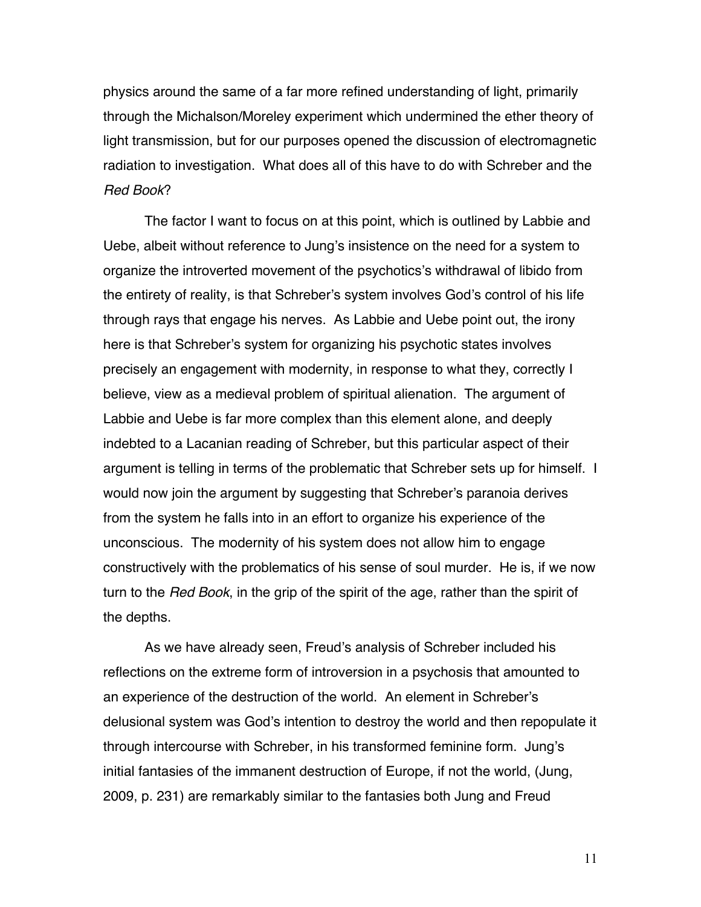physics around the same of a far more refined understanding of light, primarily through the Michalson/Moreley experiment which undermined the ether theory of light transmission, but for our purposes opened the discussion of electromagnetic radiation to investigation. What does all of this have to do with Schreber and the *Red Book*?

The factor I want to focus on at this point, which is outlined by Labbie and Uebe, albeit without reference to Jung's insistence on the need for a system to organize the introverted movement of the psychotics's withdrawal of libido from the entirety of reality, is that Schreber's system involves God's control of his life through rays that engage his nerves. As Labbie and Uebe point out, the irony here is that Schreber's system for organizing his psychotic states involves precisely an engagement with modernity, in response to what they, correctly I believe, view as a medieval problem of spiritual alienation. The argument of Labbie and Uebe is far more complex than this element alone, and deeply indebted to a Lacanian reading of Schreber, but this particular aspect of their argument is telling in terms of the problematic that Schreber sets up for himself. I would now join the argument by suggesting that Schreber's paranoia derives from the system he falls into in an effort to organize his experience of the unconscious. The modernity of his system does not allow him to engage constructively with the problematics of his sense of soul murder. He is, if we now turn to the *Red Book*, in the grip of the spirit of the age, rather than the spirit of the depths.

As we have already seen, Freud's analysis of Schreber included his reflections on the extreme form of introversion in a psychosis that amounted to an experience of the destruction of the world. An element in Schreber's delusional system was God's intention to destroy the world and then repopulate it through intercourse with Schreber, in his transformed feminine form. Jung's initial fantasies of the immanent destruction of Europe, if not the world, (Jung, 2009, p. 231) are remarkably similar to the fantasies both Jung and Freud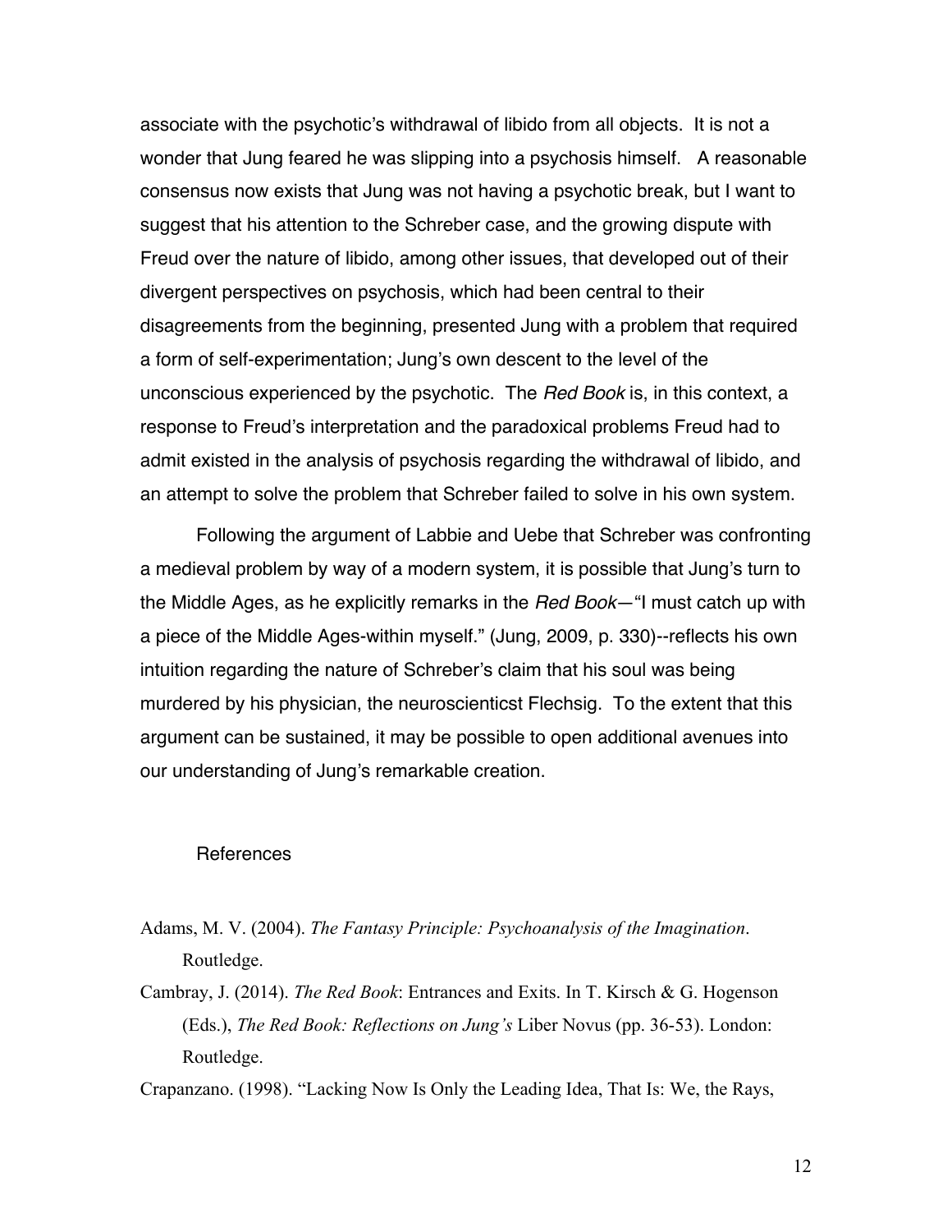associate with the psychotic's withdrawal of libido from all objects. It is not a wonder that Jung feared he was slipping into a psychosis himself. A reasonable consensus now exists that Jung was not having a psychotic break, but I want to suggest that his attention to the Schreber case, and the growing dispute with Freud over the nature of libido, among other issues, that developed out of their divergent perspectives on psychosis, which had been central to their disagreements from the beginning, presented Jung with a problem that required a form of self-experimentation; Jung's own descent to the level of the unconscious experienced by the psychotic. The *Red Book* is, in this context, a response to Freud's interpretation and the paradoxical problems Freud had to admit existed in the analysis of psychosis regarding the withdrawal of libido, and an attempt to solve the problem that Schreber failed to solve in his own system.

Following the argument of Labbie and Uebe that Schreber was confronting a medieval problem by way of a modern system, it is possible that Jung's turn to the Middle Ages, as he explicitly remarks in the *Red Book*—"I must catch up with a piece of the Middle Ages-within myself." (Jung, 2009, p. 330)--reflects his own intuition regarding the nature of Schreber's claim that his soul was being murdered by his physician, the neuroscienticst Flechsig. To the extent that this argument can be sustained, it may be possible to open additional avenues into our understanding of Jung's remarkable creation.

## References

Adams, M. V. (2004). *The Fantasy Principle: Psychoanalysis of the Imagination*. Routledge.

Cambray, J. (2014). *The Red Book*: Entrances and Exits. In T. Kirsch & G. Hogenson (Eds.), *The Red Book: Reflections on Jung's* Liber Novus (pp. 36-53). London: Routledge.

Crapanzano. (1998). "Lacking Now Is Only the Leading Idea, That Is: We, the Rays,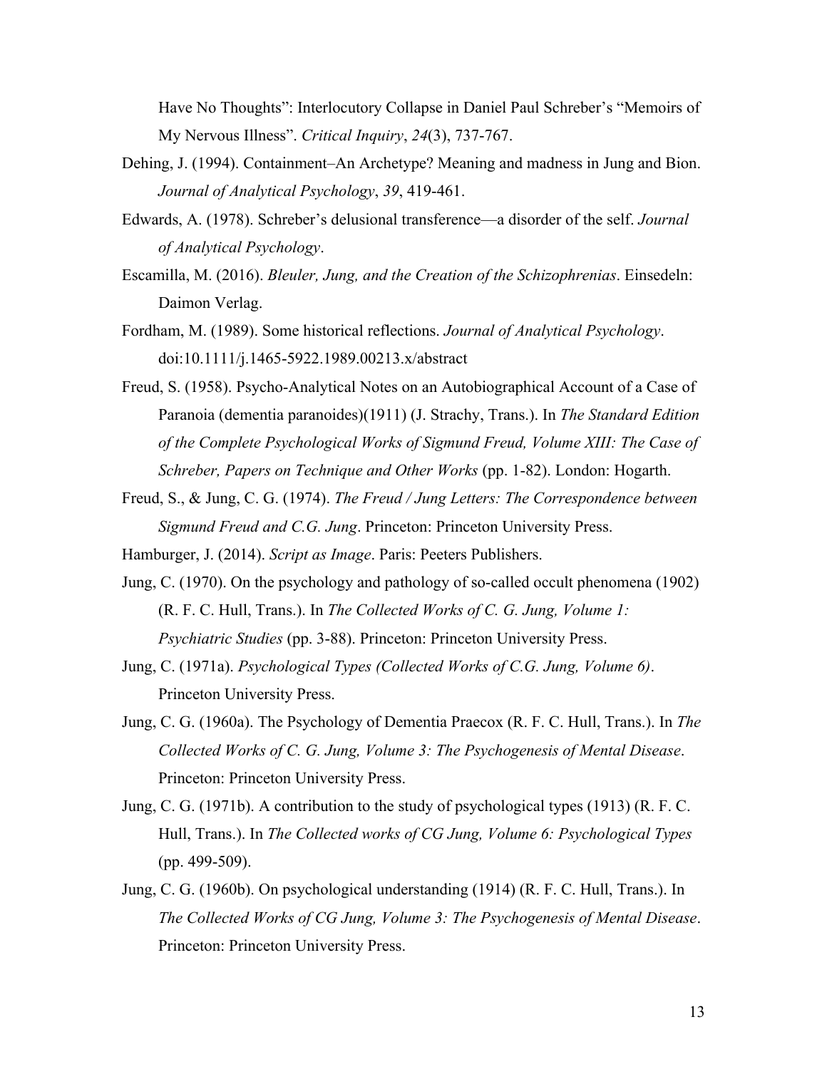Have No Thoughts": Interlocutory Collapse in Daniel Paul Schreber's "Memoirs of My Nervous Illness". *Critical Inquiry*, *24*(3), 737-767.

Dehing, J. (1994). Containment–An Archetype? Meaning and madness in Jung and Bion. *Journal of Analytical Psychology*, *39*, 419-461.

Edwards, A. (1978). Schreber's delusional transference—a disorder of the self. *Journal of Analytical Psychology*.

Escamilla, M. (2016). *Bleuler, Jung, and the Creation of the Schizophrenias*. Einsedeln: Daimon Verlag.

Fordham, M. (1989). Some historical reflections. *Journal of Analytical Psychology*. doi:10.1111/j.1465-5922.1989.00213.x/abstract

Freud, S. (1958). Psycho-Analytical Notes on an Autobiographical Account of a Case of Paranoia (dementia paranoides)(1911) (J. Strachy, Trans.). In *The Standard Edition of the Complete Psychological Works of Sigmund Freud, Volume XIII: The Case of Schreber, Papers on Technique and Other Works* (pp. 1-82). London: Hogarth.

Freud, S., & Jung, C. G. (1974). *The Freud / Jung Letters: The Correspondence between Sigmund Freud and C.G. Jung*. Princeton: Princeton University Press.

Hamburger, J. (2014). *Script as Image*. Paris: Peeters Publishers.

Jung, C. (1970). On the psychology and pathology of so-called occult phenomena (1902) (R. F. C. Hull, Trans.). In *The Collected Works of C. G. Jung, Volume 1: Psychiatric Studies* (pp. 3-88). Princeton: Princeton University Press.

Jung, C. (1971a). *Psychological Types (Collected Works of C.G. Jung, Volume 6)*. Princeton University Press.

Jung, C. G. (1960a). The Psychology of Dementia Praecox (R. F. C. Hull, Trans.). In *The Collected Works of C. G. Jung, Volume 3: The Psychogenesis of Mental Disease*. Princeton: Princeton University Press.

Jung, C. G. (1971b). A contribution to the study of psychological types (1913) (R. F. C. Hull, Trans.). In *The Collected works of CG Jung, Volume 6: Psychological Types* (pp. 499-509).

Jung, C. G. (1960b). On psychological understanding (1914) (R. F. C. Hull, Trans.). In *The Collected Works of CG Jung, Volume 3: The Psychogenesis of Mental Disease*. Princeton: Princeton University Press.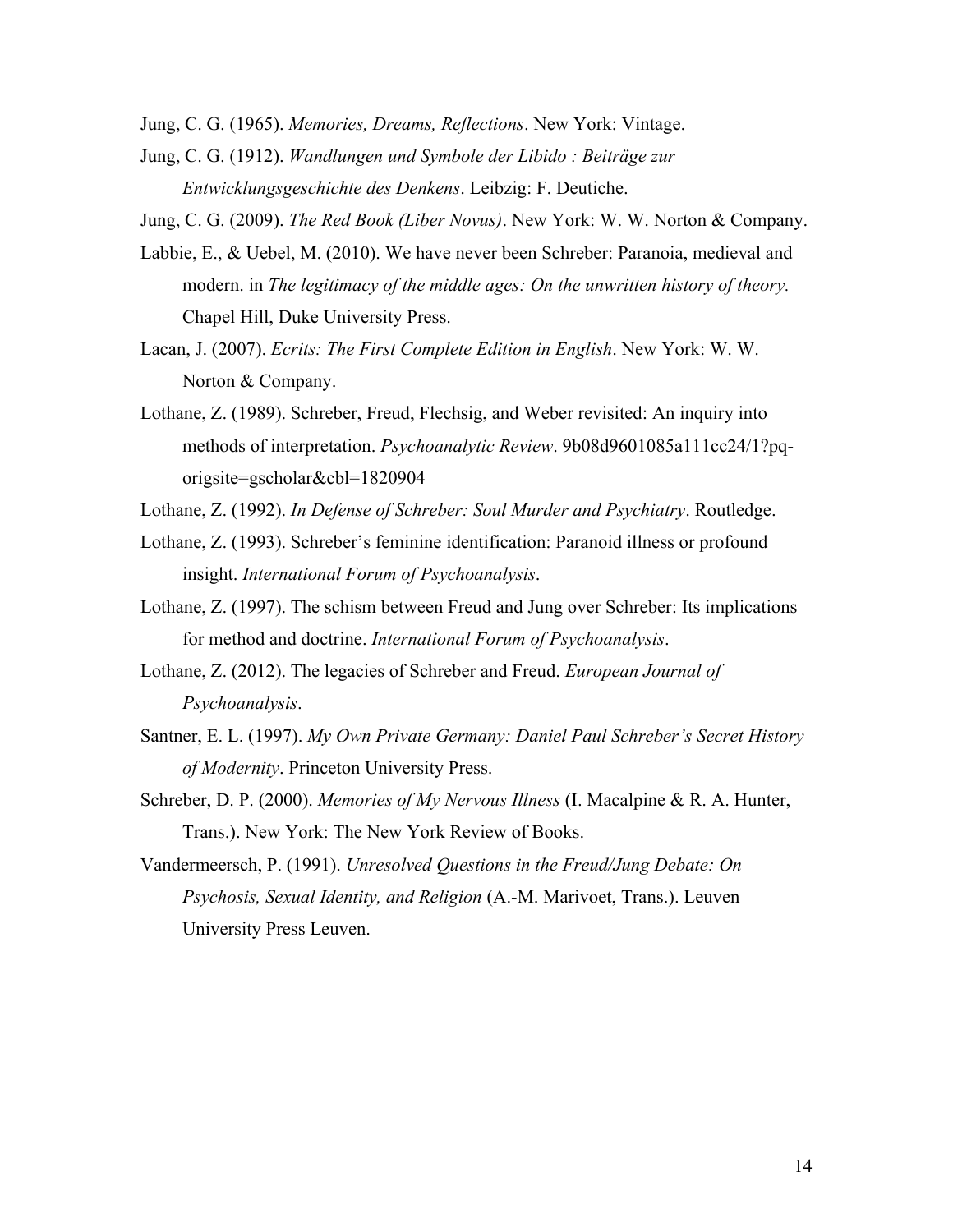Jung, C. G. (1965). *Memories, Dreams, Reflections*. New York: Vintage.

Jung, C. G. (1912). *Wandlungen und Symbole der Libido : Beiträge zur Entwicklungsgeschichte des Denkens*. Leibzig: F. Deutiche.

Jung, C. G. (2009). *The Red Book (Liber Novus)*. New York: W. W. Norton & Company.

Labbie, E., & Uebel, M. (2010). We have never been Schreber: Paranoia, medieval and modern. in *The legitimacy of the middle ages: On the unwritten history of theory.* Chapel Hill, Duke University Press.

Lacan, J. (2007). *Ecrits: The First Complete Edition in English*. New York: W. W. Norton & Company.

Lothane, Z. (1989). Schreber, Freud, Flechsig, and Weber revisited: An inquiry into methods of interpretation. *Psychoanalytic Review*. 9b08d9601085a111cc24/1?pq-origsite=gscholar&cbl=1820904

Lothane, Z. (1992). *In Defense of Schreber: Soul Murder and Psychiatry*. Routledge.

Lothane, Z. (1993). Schreber's feminine identification: Paranoid illness or profound insight. *International Forum of Psychoanalysis*.

Lothane, Z. (1997). The schism between Freud and Jung over Schreber: Its implications for method and doctrine. *International Forum of Psychoanalysis*.

Lothane, Z. (2012). The legacies of Schreber and Freud. *European Journal of Psychoanalysis*.

Santner, E. L. (1997). *My Own Private Germany: Daniel Paul Schreber's Secret History of Modernity*. Princeton University Press.

Schreber, D. P. (2000). *Memories of My Nervous Illness* (I. Macalpine & R. A. Hunter, Trans.). New York: The New York Review of Books.

Vandermeersch, P. (1991). *Unresolved Questions in the Freud/Jung Debate: On Psychosis, Sexual Identity, and Religion* (A.-M. Marivoet, Trans.). Leuven University Press Leuven.